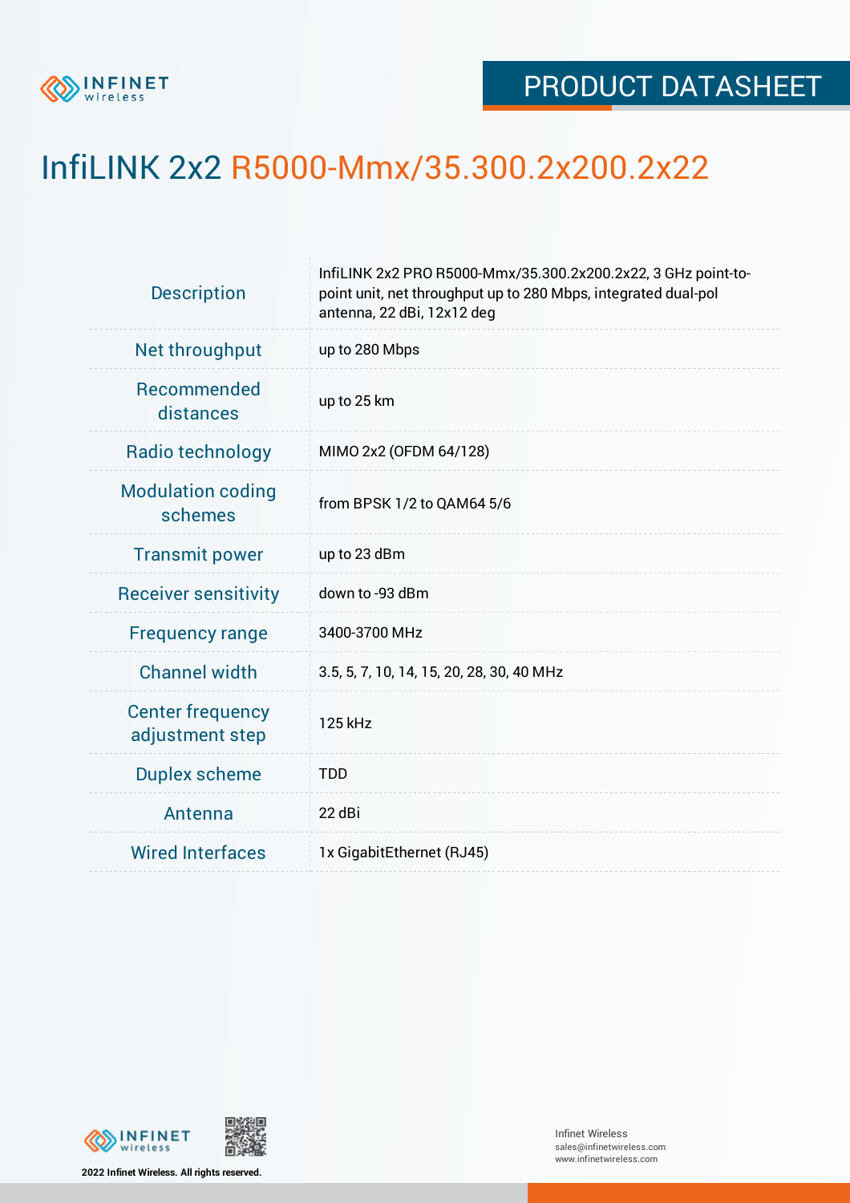# InfiLINK 2x2 R5000-Mmx/35.300.2x200.2x22

PRODUCT DATASHEET

| | |
|---|---|
| Description | InfiLINK 2x2 PRO R5000-Mmx/35.300.2x200.2x22, 3 GHz point-to-point unit, net throughput up to 280 Mbps, integrated dual-pol antenna, 22 dBi, 12x12 deg |
| Net throughput | up to 280 Mbps |
| Recommended distances | up to 25 km |
| Radio technology | MIMO 2x2 (OFDM 64/128) |
| Modulation coding schemes | from BPSK 1/2 to QAM64 5/6 |
| Transmit power | up to 23 dBm |
| Receiver sensitivity | down to -93 dBm |
| Frequency range | 3400-3700 MHz |
| Channel width | 3.5, 5, 7, 10, 14, 15, 20, 28, 30, 40 MHz |
| Center frequency adjustment step | 125 kHz |
| Duplex scheme | TDD |
| Antenna | 22 dBi |
| Wired Interfaces | 1x GigabitEthernet (RJ45) |

2022 Infinet Wireless. All rights reserved.

Infinet Wireless
sales@infinetwireless.com
www.infinetwireless.com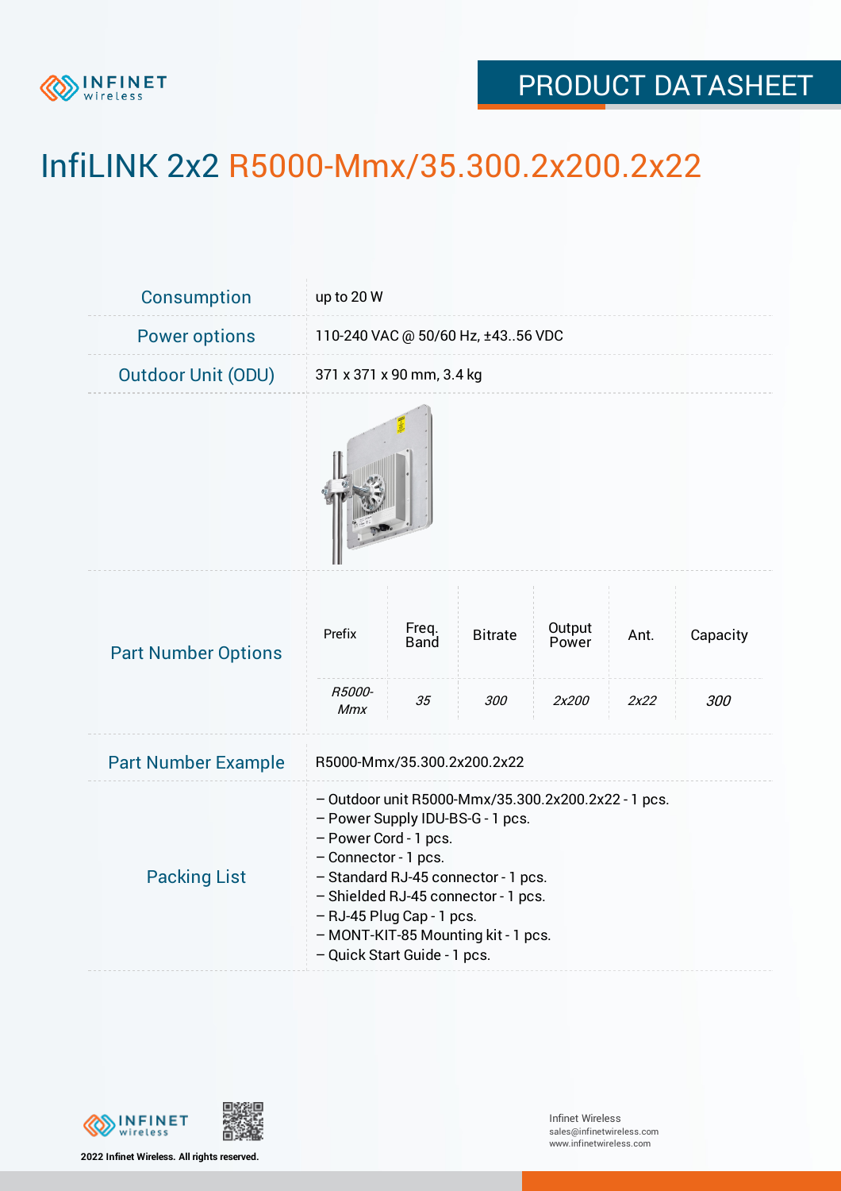# InfiLINK 2x2 R5000-Mmx/35.300.2x200.2x22

| | |
|---|---|
| Consumption | up to 20 W |
| Power options | 110-240 VAC @ 50/60 Hz, ±43..56 VDC |
| Outdoor Unit (ODU) | 371 x 371 x 90 mm, 3.4 kg |

**Part Number Options**

| Prefix | Freq. Band | Bitrate | Output Power | Ant. | Capacity |
|---|---|---|---|---|---|
| *R5000-Mmx* | *35* | *300* | *2x200* | *2x22* | *300* |

**Part Number Example**

R5000-Mmx/35.300.2x200.2x22

**Packing List**

- Outdoor unit R5000-Mmx/35.300.2x200.2x22 - 1 pcs.
- Power Supply IDU-BS-G - 1 pcs.
- Power Cord - 1 pcs.
- Connector - 1 pcs.
- Standard RJ-45 connector - 1 pcs.
- Shielded RJ-45 connector - 1 pcs.
- RJ-45 Plug Cap - 1 pcs.
- MONT-KIT-85 Mounting kit - 1 pcs.
- Quick Start Guide - 1 pcs.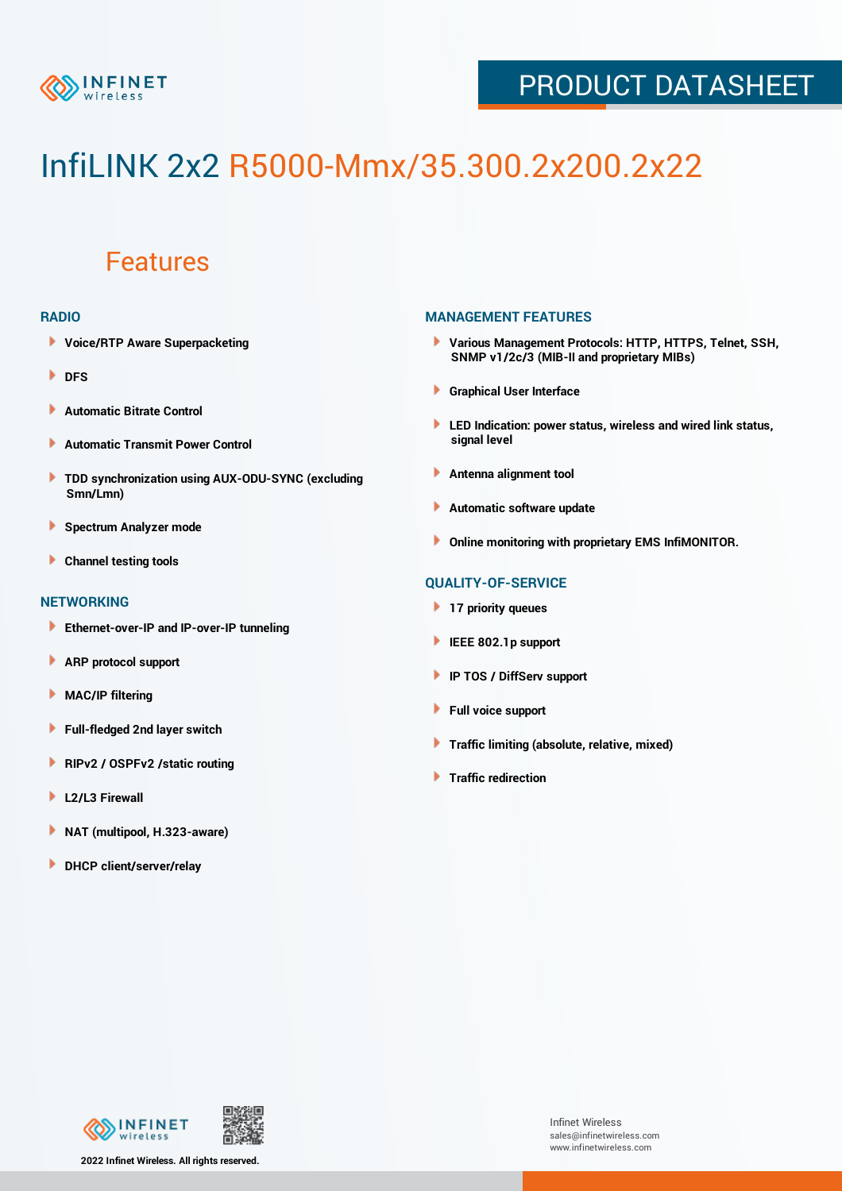# InfiLINK 2x2 R5000-Mmx/35.300.2x200.2x22

## Features

### RADIO

- Voice/RTP Aware Superpacketing
- DFS
- Automatic Bitrate Control
- Automatic Transmit Power Control
- TDD synchronization using AUX-ODU-SYNC (excluding Smn/Lmn)
- Spectrum Analyzer mode
- Channel testing tools

### NETWORKING

- Ethernet-over-IP and IP-over-IP tunneling
- ARP protocol support
- MAC/IP filtering
- Full-fledged 2nd layer switch
- RIPv2 / OSPFv2 /static routing
- L2/L3 Firewall
- NAT (multipool, H.323-aware)
- DHCP client/server/relay

### MANAGEMENT FEATURES

- Various Management Protocols: HTTP, HTTPS, Telnet, SSH, SNMP v1/2c/3 (MIB-II and proprietary MIBs)
- Graphical User Interface
- LED Indication: power status, wireless and wired link status, signal level
- Antenna alignment tool
- Automatic software update
- Online monitoring with proprietary EMS InfiMONITOR.

### QUALITY-OF-SERVICE

- 17 priority queues
- IEEE 802.1p support
- IP TOS / DiffServ support
- Full voice support
- Traffic limiting (absolute, relative, mixed)
- Traffic redirection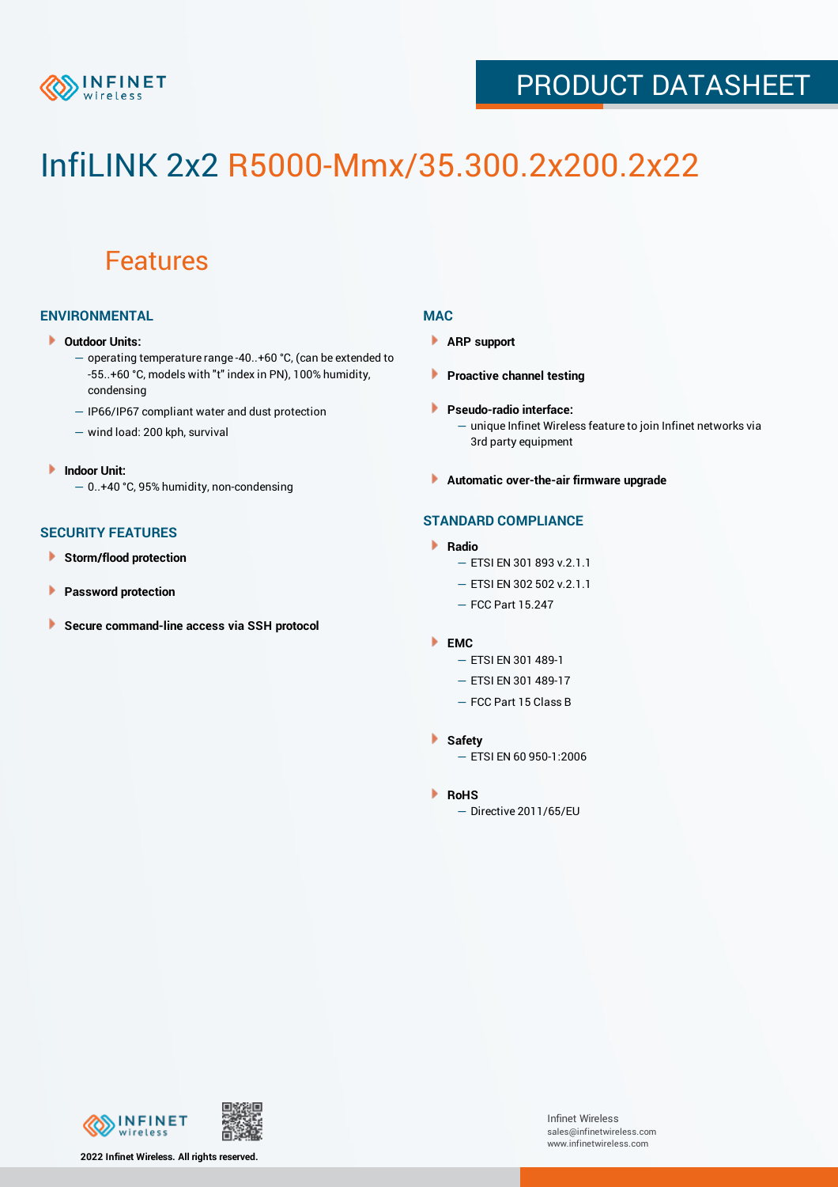# InfiLINK 2x2 R5000-Mmx/35.300.2x200.2x22

## Features

### ENVIRONMENTAL

- **Outdoor Units:**
  - operating temperature range -40..+60 °C, (can be extended to -55..+60 °C, models with "t" index in PN), 100% humidity, condensing
  - IP66/IP67 compliant water and dust protection
  - wind load: 200 kph, survival
- **Indoor Unit:**
  - 0..+40 °C, 95% humidity, non-condensing

### SECURITY FEATURES

- **Storm/flood protection**
- **Password protection**
- **Secure command-line access via SSH protocol**

### MAC

- **ARP support**
- **Proactive channel testing**
- **Pseudo-radio interface:**
  - unique Infinet Wireless feature to join Infinet networks via 3rd party equipment
- **Automatic over-the-air firmware upgrade**

### STANDARD COMPLIANCE

- **Radio**
  - ETSI EN 301 893 v.2.1.1
  - ETSI EN 302 502 v.2.1.1
  - FCC Part 15.247
- **EMC**
  - ETSI EN 301 489-1
  - ETSI EN 301 489-17
  - FCC Part 15 Class B
- **Safety**
  - ETSI EN 60 950-1:2006
- **RoHS**
  - Directive 2011/65/EU

2022 Infinet Wireless. All rights reserved.

Infinet Wireless
sales@infinetwireless.com
www.infinetwireless.com